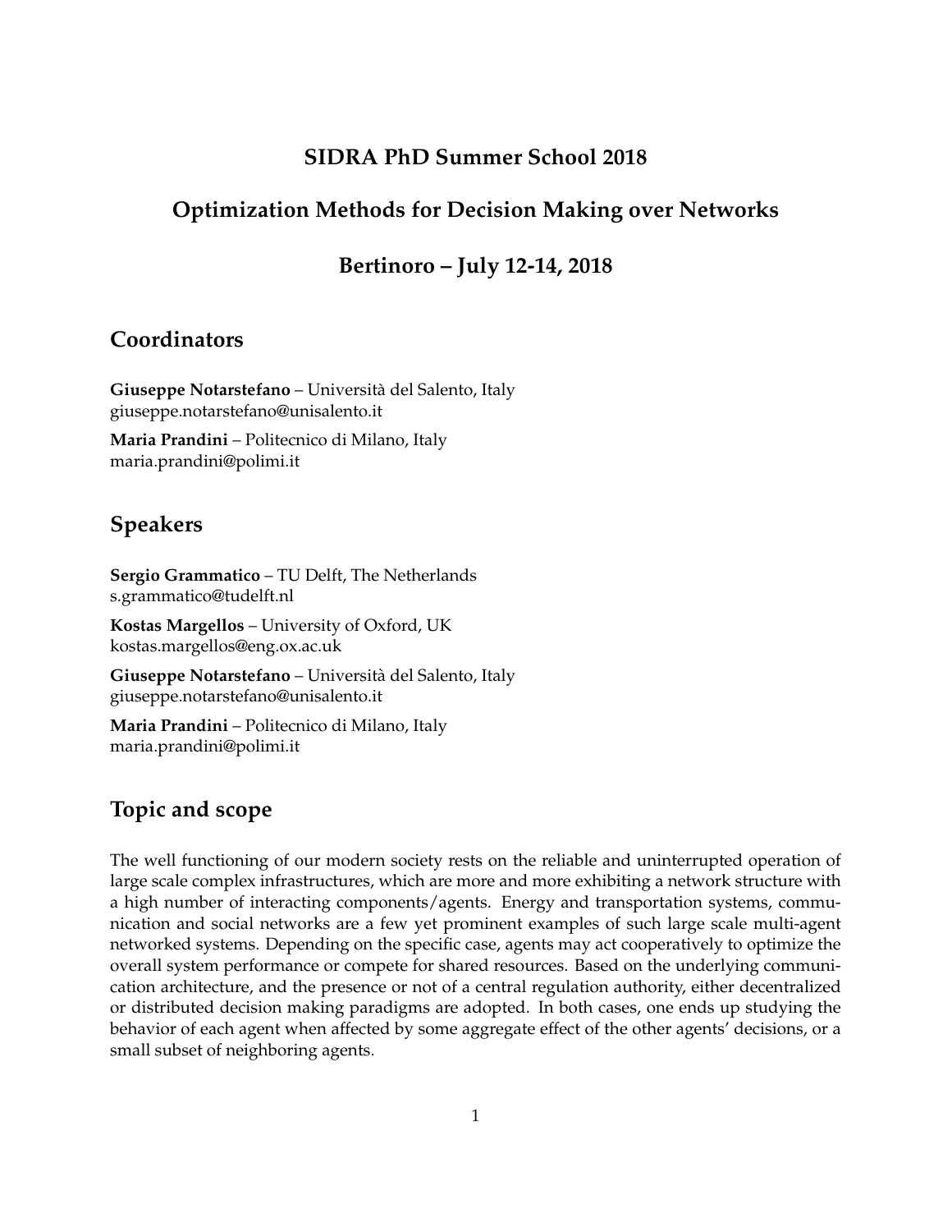# SIDRA PhD Summer School 2018

# Optimization Methods for Decision Making over Networks

# Bertinoro – July 12-14, 2018

## Coordinators

**Giuseppe Notarstefano** – Università del Salento, Italy
giuseppe.notarstefano@unisalento.it

**Maria Prandini** – Politecnico di Milano, Italy
maria.prandini@polimi.it

## Speakers

**Sergio Grammatico** – TU Delft, The Netherlands
s.grammatico@tudelft.nl

**Kostas Margellos** – University of Oxford, UK
kostas.margellos@eng.ox.ac.uk

**Giuseppe Notarstefano** – Università del Salento, Italy
giuseppe.notarstefano@unisalento.it

**Maria Prandini** – Politecnico di Milano, Italy
maria.prandini@polimi.it

## Topic and scope

The well functioning of our modern society rests on the reliable and uninterrupted operation of large scale complex infrastructures, which are more and more exhibiting a network structure with a high number of interacting components/agents. Energy and transportation systems, communication and social networks are a few yet prominent examples of such large scale multi-agent networked systems. Depending on the specific case, agents may act cooperatively to optimize the overall system performance or compete for shared resources. Based on the underlying communication architecture, and the presence or not of a central regulation authority, either decentralized or distributed decision making paradigms are adopted. In both cases, one ends up studying the behavior of each agent when affected by some aggregate effect of the other agents' decisions, or a small subset of neighboring agents.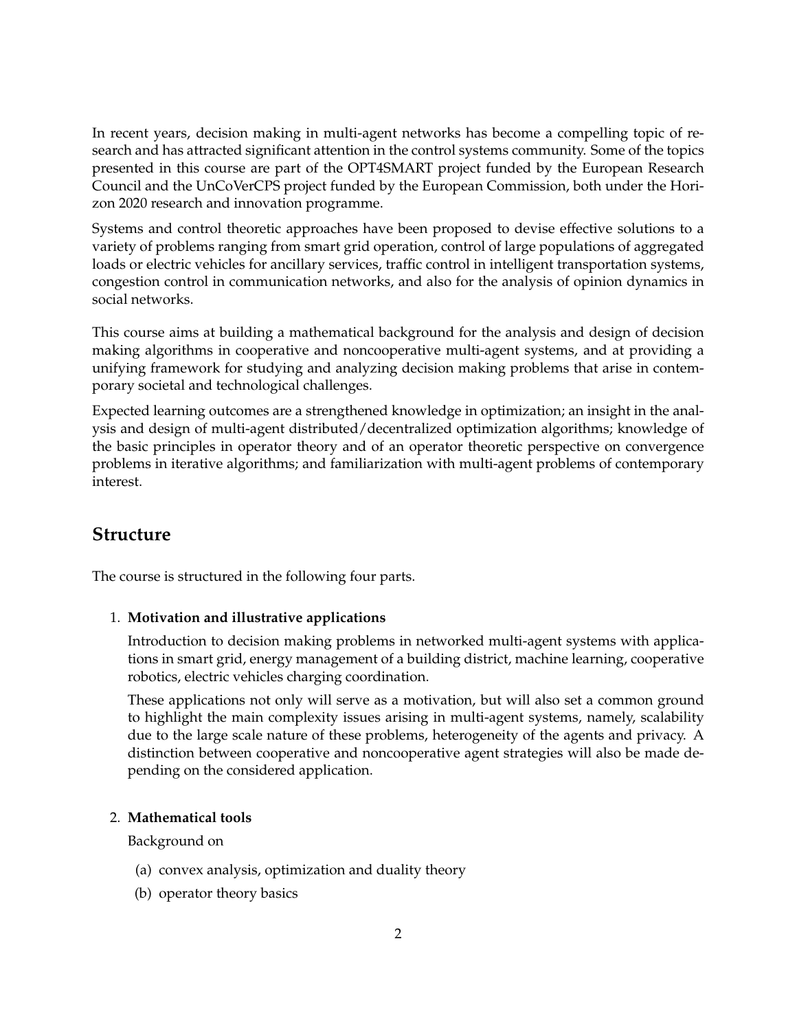In recent years, decision making in multi-agent networks has become a compelling topic of research and has attracted significant attention in the control systems community. Some of the topics presented in this course are part of the OPT4SMART project funded by the European Research Council and the UnCoVerCPS project funded by the European Commission, both under the Horizon 2020 research and innovation programme.

Systems and control theoretic approaches have been proposed to devise effective solutions to a variety of problems ranging from smart grid operation, control of large populations of aggregated loads or electric vehicles for ancillary services, traffic control in intelligent transportation systems, congestion control in communication networks, and also for the analysis of opinion dynamics in social networks.

This course aims at building a mathematical background for the analysis and design of decision making algorithms in cooperative and noncooperative multi-agent systems, and at providing a unifying framework for studying and analyzing decision making problems that arise in contemporary societal and technological challenges.

Expected learning outcomes are a strengthened knowledge in optimization; an insight in the analysis and design of multi-agent distributed/decentralized optimization algorithms; knowledge of the basic principles in operator theory and of an operator theoretic perspective on convergence problems in iterative algorithms; and familiarization with multi-agent problems of contemporary interest.

## Structure

The course is structured in the following four parts.

1. **Motivation and illustrative applications**

   Introduction to decision making problems in networked multi-agent systems with applications in smart grid, energy management of a building district, machine learning, cooperative robotics, electric vehicles charging coordination.

   These applications not only will serve as a motivation, but will also set a common ground to highlight the main complexity issues arising in multi-agent systems, namely, scalability due to the large scale nature of these problems, heterogeneity of the agents and privacy. A distinction between cooperative and noncooperative agent strategies will also be made depending on the considered application.

2. **Mathematical tools**

   Background on

   (a) convex analysis, optimization and duality theory

   (b) operator theory basics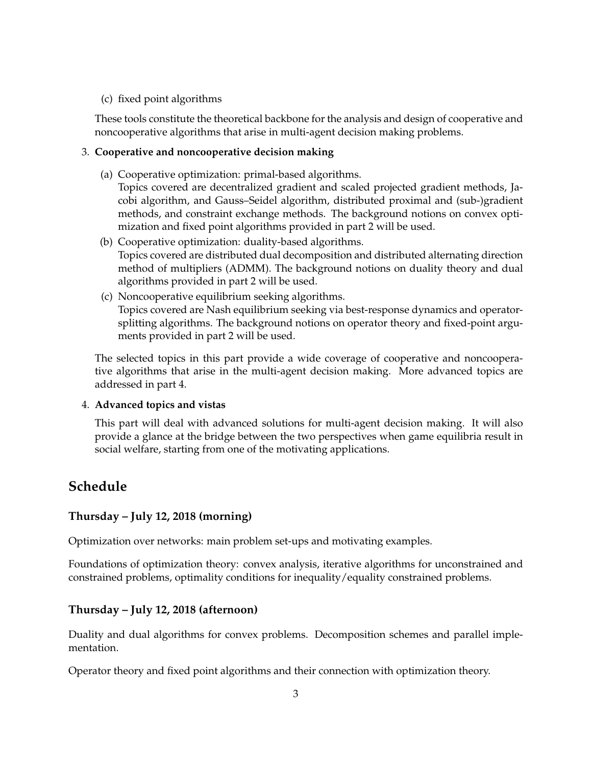(c) fixed point algorithms

These tools constitute the theoretical backbone for the analysis and design of cooperative and noncooperative algorithms that arise in multi-agent decision making problems.

3. **Cooperative and noncooperative decision making**

   (a) Cooperative optimization: primal-based algorithms.
   Topics covered are decentralized gradient and scaled projected gradient methods, Jacobi algorithm, and Gauss–Seidel algorithm, distributed proximal and (sub-)gradient methods, and constraint exchange methods. The background notions on convex optimization and fixed point algorithms provided in part 2 will be used.

   (b) Cooperative optimization: duality-based algorithms.
   Topics covered are distributed dual decomposition and distributed alternating direction method of multipliers (ADMM). The background notions on duality theory and dual algorithms provided in part 2 will be used.

   (c) Noncooperative equilibrium seeking algorithms.
   Topics covered are Nash equilibrium seeking via best-response dynamics and operator-splitting algorithms. The background notions on operator theory and fixed-point arguments provided in part 2 will be used.

   The selected topics in this part provide a wide coverage of cooperative and noncooperative algorithms that arise in the multi-agent decision making. More advanced topics are addressed in part 4.

4. **Advanced topics and vistas**

   This part will deal with advanced solutions for multi-agent decision making. It will also provide a glance at the bridge between the two perspectives when game equilibria result in social welfare, starting from one of the motivating applications.

## Schedule

### Thursday – July 12, 2018 (morning)

Optimization over networks: main problem set-ups and motivating examples.

Foundations of optimization theory: convex analysis, iterative algorithms for unconstrained and constrained problems, optimality conditions for inequality/equality constrained problems.

### Thursday – July 12, 2018 (afternoon)

Duality and dual algorithms for convex problems. Decomposition schemes and parallel implementation.

Operator theory and fixed point algorithms and their connection with optimization theory.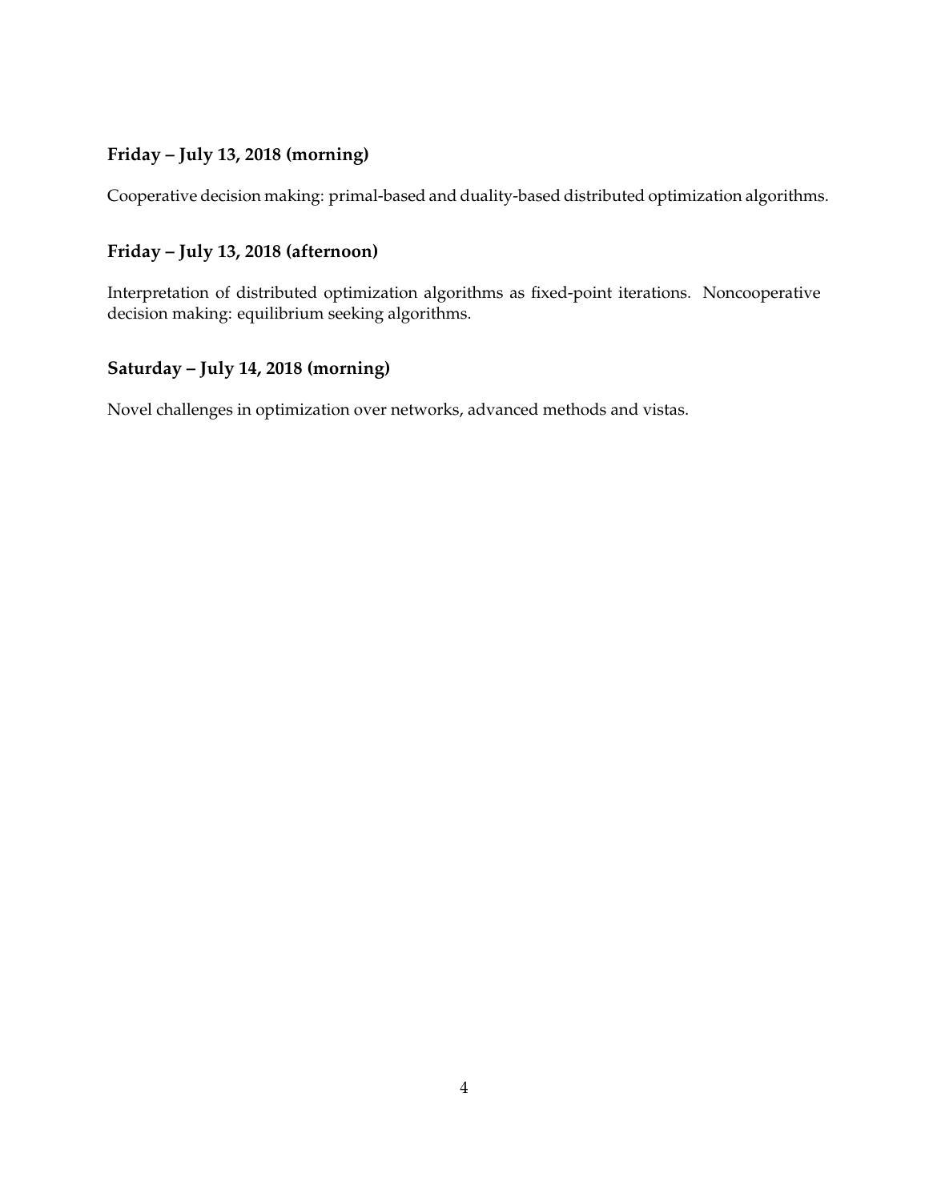### Friday – July 13, 2018 (morning)

Cooperative decision making: primal-based and duality-based distributed optimization algorithms.

### Friday – July 13, 2018 (afternoon)

Interpretation of distributed optimization algorithms as fixed-point iterations. Noncooperative decision making: equilibrium seeking algorithms.

### Saturday – July 14, 2018 (morning)

Novel challenges in optimization over networks, advanced methods and vistas.